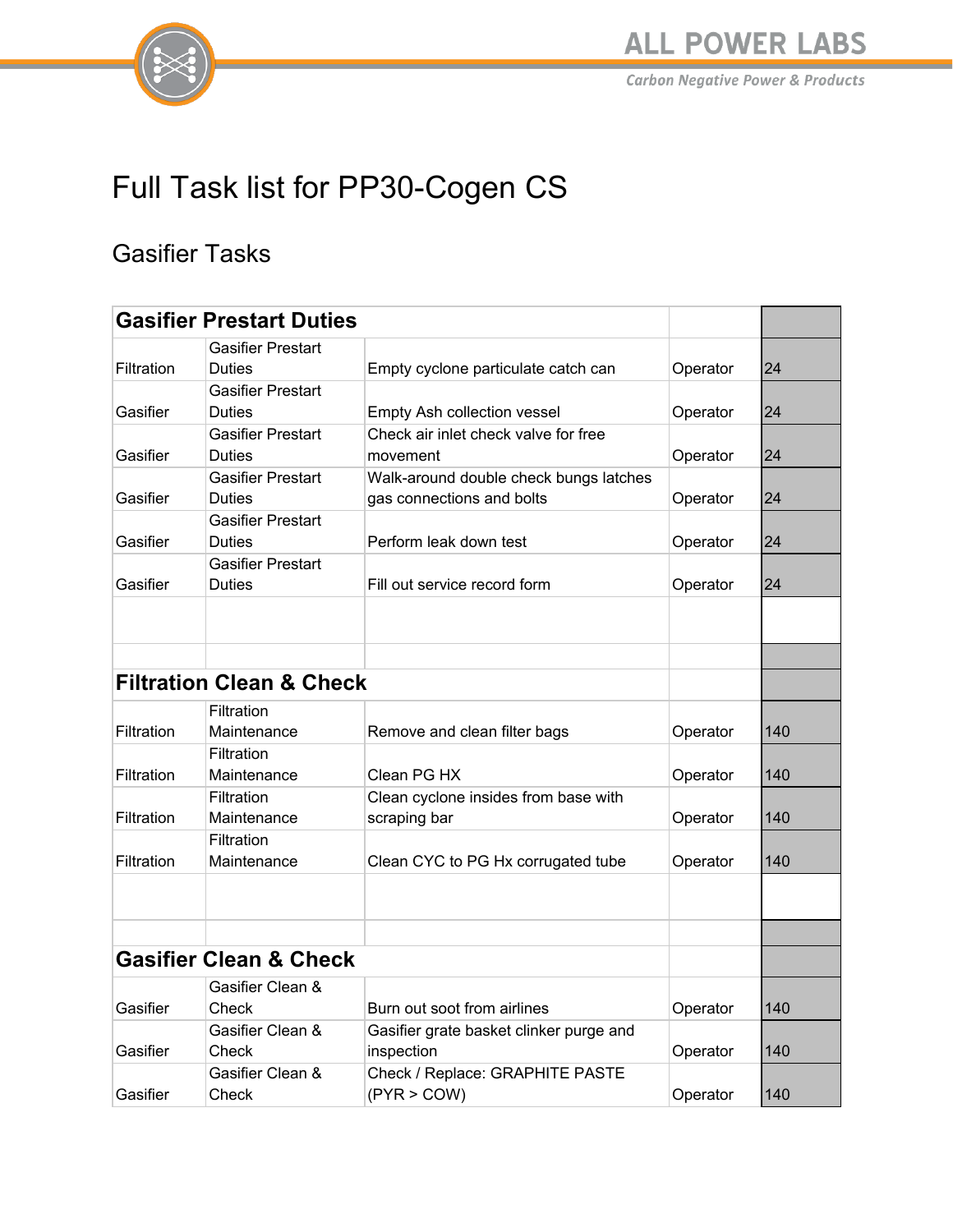# Full Task list for PP30-Cogen CS

## Gasifier Tasks

| **Gasifier Prestart Duties** | | | | |
|---|---|---|---|---|
| Filtration | Gasifier Prestart Duties | Empty cyclone particulate catch can | Operator | 24 |
| Gasifier | Gasifier Prestart Duties | Empty Ash collection vessel | Operator | 24 |
| Gasifier | Gasifier Prestart Duties | Check air inlet check valve for free movement | Operator | 24 |
| Gasifier | Gasifier Prestart Duties | Walk-around double check bungs latches gas connections and bolts | Operator | 24 |
| Gasifier | Gasifier Prestart Duties | Perform leak down test | Operator | 24 |
| Gasifier | Gasifier Prestart Duties | Fill out service record form | Operator | 24 |
| | | | | |
| | | | | |
| **Filtration Clean & Check** | | | | |
| Filtration | Filtration Maintenance | Remove and clean filter bags | Operator | 140 |
| Filtration | Filtration Maintenance | Clean PG HX | Operator | 140 |
| Filtration | Filtration Maintenance | Clean cyclone insides from base with scraping bar | Operator | 140 |
| Filtration | Filtration Maintenance | Clean CYC to PG Hx corrugated tube | Operator | 140 |
| | | | | |
| | | | | |
| **Gasifier Clean & Check** | | | | |
| Gasifier | Gasifier Clean & Check | Burn out soot from airlines | Operator | 140 |
| Gasifier | Gasifier Clean & Check | Gasifier grate basket clinker purge and inspection | Operator | 140 |
| Gasifier | Gasifier Clean & Check | Check / Replace: GRAPHITE PASTE (PYR > COW) | Operator | 140 |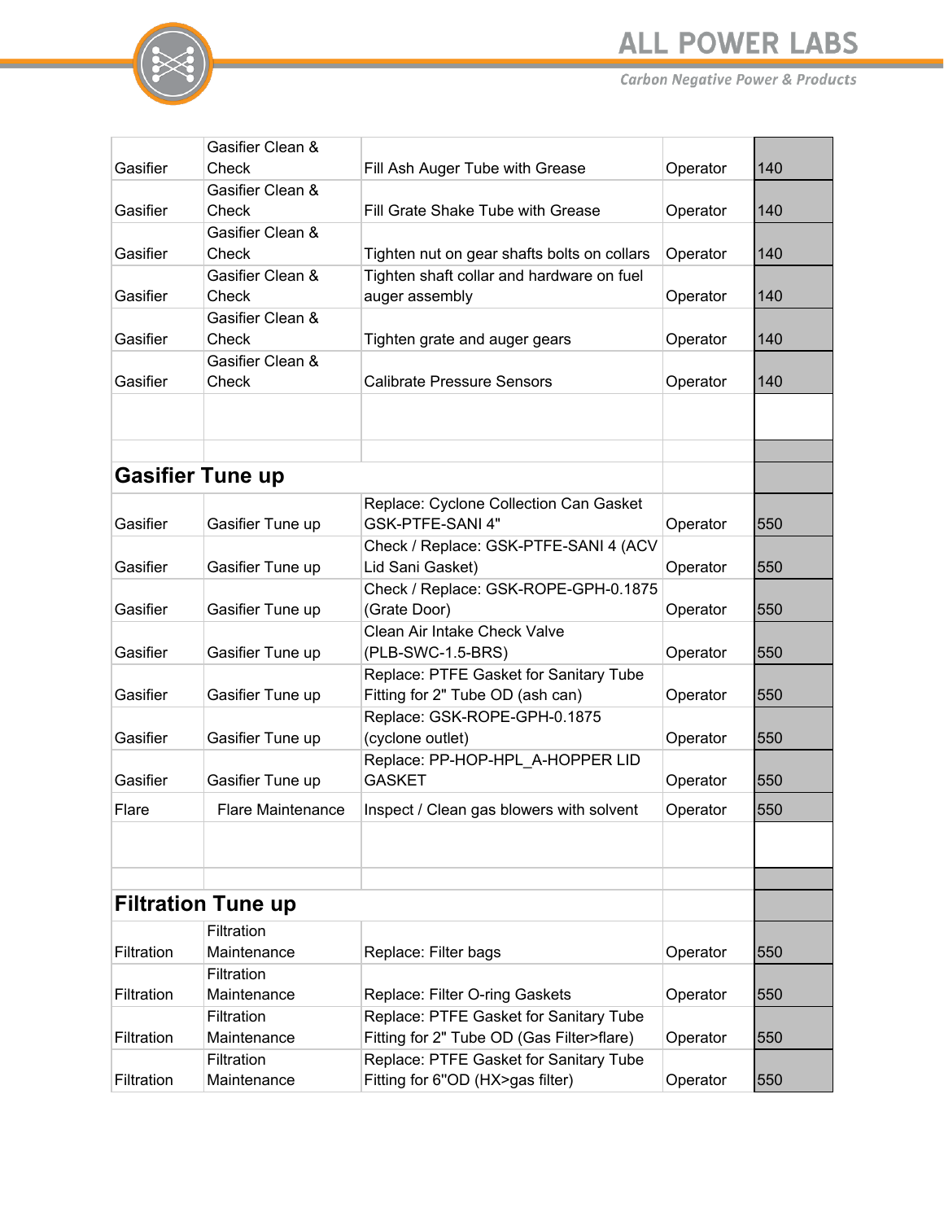| | | | | |
|---|---|---|---|---|
| Gasifier | Gasifier Clean & Check | Fill Ash Auger Tube with Grease | Operator | 140 |
| Gasifier | Gasifier Clean & Check | Fill Grate Shake Tube with Grease | Operator | 140 |
| Gasifier | Gasifier Clean & Check | Tighten nut on gear shafts bolts on collars | Operator | 140 |
| Gasifier | Gasifier Clean & Check | Tighten shaft collar and hardware on fuel auger assembly | Operator | 140 |
| Gasifier | Gasifier Clean & Check | Tighten grate and auger gears | Operator | 140 |
| Gasifier | Gasifier Clean & Check | Calibrate Pressure Sensors | Operator | 140 |
| | | | | |
| | | | | |
| **Gasifier Tune up** | | | | |
| Gasifier | Gasifier Tune up | Replace: Cyclone Collection Can Gasket GSK-PTFE-SANI 4" | Operator | 550 |
| Gasifier | Gasifier Tune up | Check / Replace: GSK-PTFE-SANI 4 (ACV Lid Sani Gasket) | Operator | 550 |
| Gasifier | Gasifier Tune up | Check / Replace: GSK-ROPE-GPH-0.1875 (Grate Door) | Operator | 550 |
| Gasifier | Gasifier Tune up | Clean Air Intake Check Valve (PLB-SWC-1.5-BRS) | Operator | 550 |
| Gasifier | Gasifier Tune up | Replace: PTFE Gasket for Sanitary Tube Fitting for 2" Tube OD (ash can) | Operator | 550 |
| Gasifier | Gasifier Tune up | Replace: GSK-ROPE-GPH-0.1875 (cyclone outlet) | Operator | 550 |
| Gasifier | Gasifier Tune up | Replace: PP-HOP-HPL_A-HOPPER LID GASKET | Operator | 550 |
| Flare | Flare Maintenance | Inspect / Clean gas blowers with solvent | Operator | 550 |
| | | | | |
| | | | | |
| **Filtration Tune up** | | | | |
| Filtration | Filtration Maintenance | Replace: Filter bags | Operator | 550 |
| Filtration | Filtration Maintenance | Replace: Filter O-ring Gaskets | Operator | 550 |
| Filtration | Filtration Maintenance | Replace: PTFE Gasket for Sanitary Tube Fitting for 2" Tube OD (Gas Filter>flare) | Operator | 550 |
| Filtration | Filtration Maintenance | Replace: PTFE Gasket for Sanitary Tube Fitting for 6"OD (HX>gas filter) | Operator | 550 |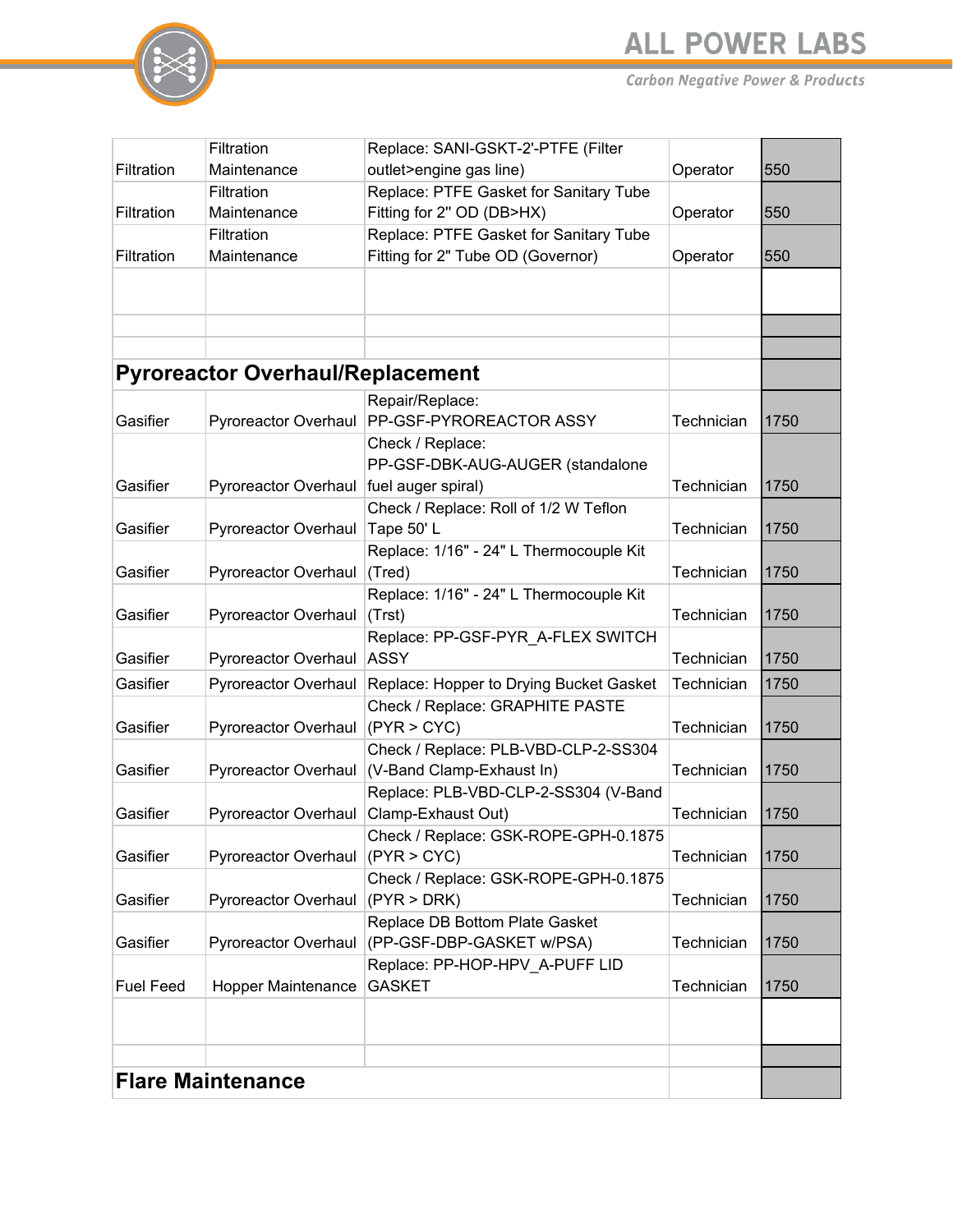| | | | | |
|---|---|---|---|---|
| Filtration | Filtration Maintenance | Replace: SANI-GSKT-2'-PTFE (Filter outlet>engine gas line) | Operator | 550 |
| Filtration | Filtration Maintenance | Replace: PTFE Gasket for Sanitary Tube Fitting for 2" OD (DB>HX) | Operator | 550 |
| Filtration | Filtration Maintenance | Replace: PTFE Gasket for Sanitary Tube Fitting for 2" Tube OD (Governor) | Operator | 550 |
| | | | | |
| | | | | |
| | | | | |
| **Pyroreactor Overhaul/Replacement** | | | | |
| Gasifier | Pyroreactor Overhaul | Repair/Replace: PP-GSF-PYROREACTOR ASSY | Technician | 1750 |
| Gasifier | Pyroreactor Overhaul | Check / Replace: PP-GSF-DBK-AUG-AUGER (standalone fuel auger spiral) | Technician | 1750 |
| Gasifier | Pyroreactor Overhaul | Check / Replace: Roll of 1/2 W Teflon Tape 50' L | Technician | 1750 |
| Gasifier | Pyroreactor Overhaul | Replace: 1/16" - 24" L Thermocouple Kit (Tred) | Technician | 1750 |
| Gasifier | Pyroreactor Overhaul | Replace: 1/16" - 24" L Thermocouple Kit (Trst) | Technician | 1750 |
| Gasifier | Pyroreactor Overhaul | Replace: PP-GSF-PYR_A-FLEX SWITCH ASSY | Technician | 1750 |
| Gasifier | Pyroreactor Overhaul | Replace: Hopper to Drying Bucket Gasket | Technician | 1750 |
| Gasifier | Pyroreactor Overhaul | Check / Replace: GRAPHITE PASTE (PYR > CYC) | Technician | 1750 |
| Gasifier | Pyroreactor Overhaul | Check / Replace: PLB-VBD-CLP-2-SS304 (V-Band Clamp-Exhaust In) | Technician | 1750 |
| Gasifier | Pyroreactor Overhaul | Replace: PLB-VBD-CLP-2-SS304 (V-Band Clamp-Exhaust Out) | Technician | 1750 |
| Gasifier | Pyroreactor Overhaul | Check / Replace: GSK-ROPE-GPH-0.1875 (PYR > CYC) | Technician | 1750 |
| Gasifier | Pyroreactor Overhaul | Check / Replace: GSK-ROPE-GPH-0.1875 (PYR > DRK) | Technician | 1750 |
| Gasifier | Pyroreactor Overhaul | Replace DB Bottom Plate Gasket (PP-GSF-DBP-GASKET w/PSA) | Technician | 1750 |
| Fuel Feed | Hopper Maintenance | Replace: PP-HOP-HPV_A-PUFF LID GASKET | Technician | 1750 |
| | | | | |
| | | | | |
| **Flare Maintenance** | | | | |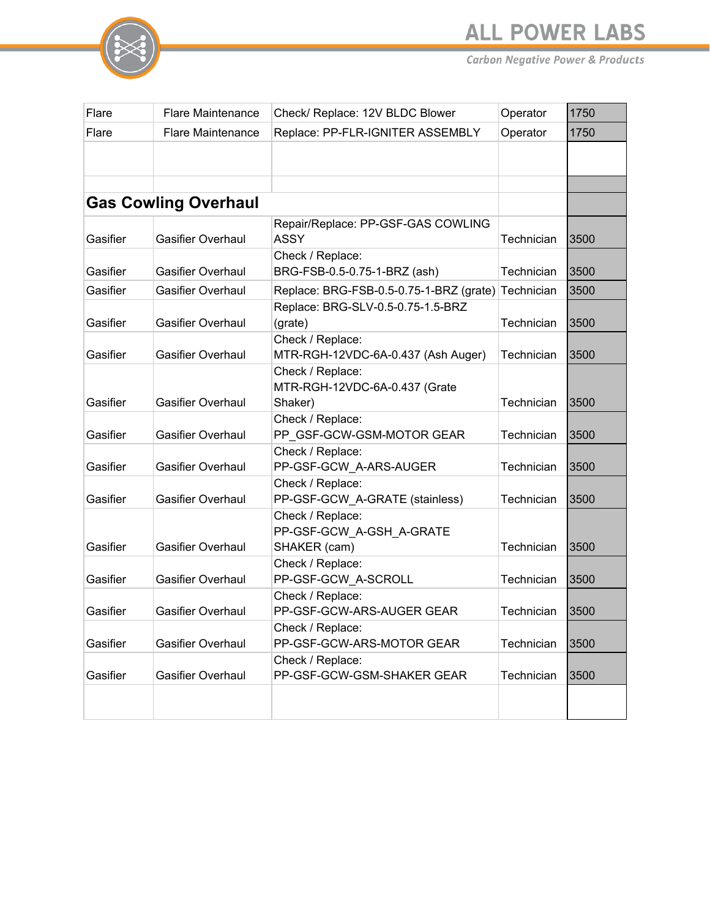| | | | | |
|---|---|---|---|---|
| Flare | Flare Maintenance | Check/ Replace: 12V BLDC Blower | Operator | 1750 |
| Flare | Flare Maintenance | Replace: PP-FLR-IGNITER ASSEMBLY | Operator | 1750 |
| | | | | |
| | | | | |
| **Gas Cowling Overhaul** | | | | |
| Gasifier | Gasifier Overhaul | Repair/Replace: PP-GSF-GAS COWLING ASSY | Technician | 3500 |
| Gasifier | Gasifier Overhaul | Check / Replace: BRG-FSB-0.5-0.75-1-BRZ (ash) | Technician | 3500 |
| Gasifier | Gasifier Overhaul | Replace: BRG-FSB-0.5-0.75-1-BRZ (grate) | Technician | 3500 |
| Gasifier | Gasifier Overhaul | Replace: BRG-SLV-0.5-0.75-1.5-BRZ (grate) | Technician | 3500 |
| Gasifier | Gasifier Overhaul | Check / Replace: MTR-RGH-12VDC-6A-0.437 (Ash Auger) | Technician | 3500 |
| Gasifier | Gasifier Overhaul | Check / Replace: MTR-RGH-12VDC-6A-0.437 (Grate Shaker) | Technician | 3500 |
| Gasifier | Gasifier Overhaul | Check / Replace: PP_GSF-GCW-GSM-MOTOR GEAR | Technician | 3500 |
| Gasifier | Gasifier Overhaul | Check / Replace: PP-GSF-GCW_A-ARS-AUGER | Technician | 3500 |
| Gasifier | Gasifier Overhaul | Check / Replace: PP-GSF-GCW_A-GRATE (stainless) | Technician | 3500 |
| Gasifier | Gasifier Overhaul | Check / Replace: PP-GSF-GCW_A-GSH_A-GRATE SHAKER (cam) | Technician | 3500 |
| Gasifier | Gasifier Overhaul | Check / Replace: PP-GSF-GCW_A-SCROLL | Technician | 3500 |
| Gasifier | Gasifier Overhaul | Check / Replace: PP-GSF-GCW-ARS-AUGER GEAR | Technician | 3500 |
| Gasifier | Gasifier Overhaul | Check / Replace: PP-GSF-GCW-ARS-MOTOR GEAR | Technician | 3500 |
| Gasifier | Gasifier Overhaul | Check / Replace: PP-GSF-GCW-GSM-SHAKER GEAR | Technician | 3500 |
| | | | | |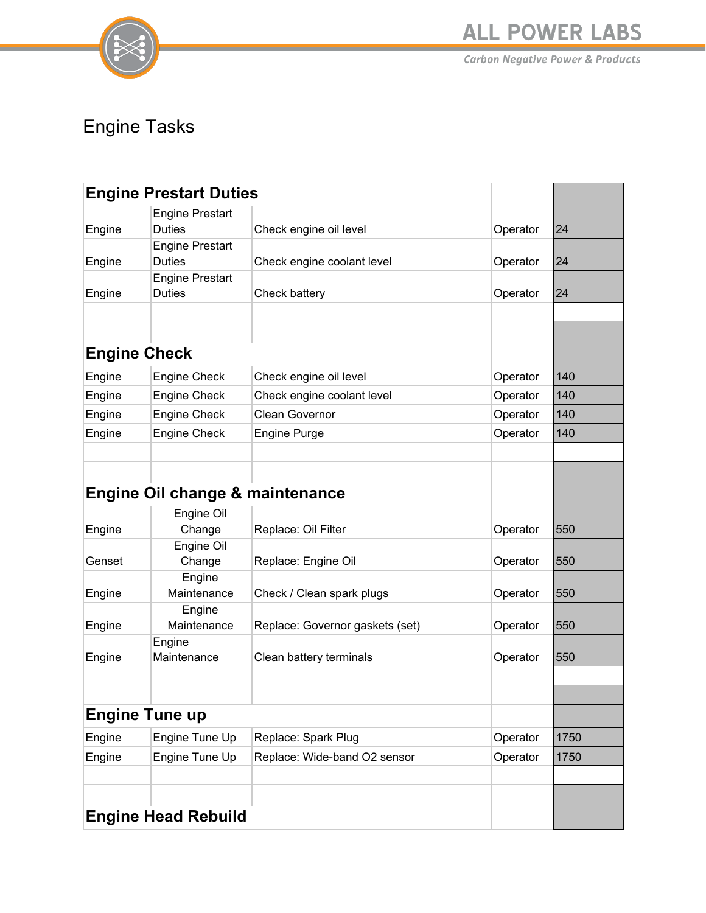# Engine Tasks

| Engine Prestart Duties | | | | |
|---|---|---|---|---|
| Engine | Engine Prestart Duties | Check engine oil level | Operator | 24 |
| Engine | Engine Prestart Duties | Check engine coolant level | Operator | 24 |
| Engine | Engine Prestart Duties | Check battery | Operator | 24 |
| | | | | |
| | | | | |
| **Engine Check** | | | | |
| Engine | Engine Check | Check engine oil level | Operator | 140 |
| Engine | Engine Check | Check engine coolant level | Operator | 140 |
| Engine | Engine Check | Clean Governor | Operator | 140 |
| Engine | Engine Check | Engine Purge | Operator | 140 |
| | | | | |
| | | | | |
| **Engine Oil change & maintenance** | | | | |
| Engine | Engine Oil Change | Replace: Oil Filter | Operator | 550 |
| Genset | Engine Oil Change | Replace: Engine Oil | Operator | 550 |
| Engine | Engine Maintenance | Check / Clean spark plugs | Operator | 550 |
| Engine | Engine Maintenance | Replace: Governor gaskets (set) | Operator | 550 |
| Engine | Engine Maintenance | Clean battery terminals | Operator | 550 |
| | | | | |
| | | | | |
| **Engine Tune up** | | | | |
| Engine | Engine Tune Up | Replace: Spark Plug | Operator | 1750 |
| Engine | Engine Tune Up | Replace: Wide-band O2 sensor | Operator | 1750 |
| | | | | |
| | | | | |
| **Engine Head Rebuild** | | | | |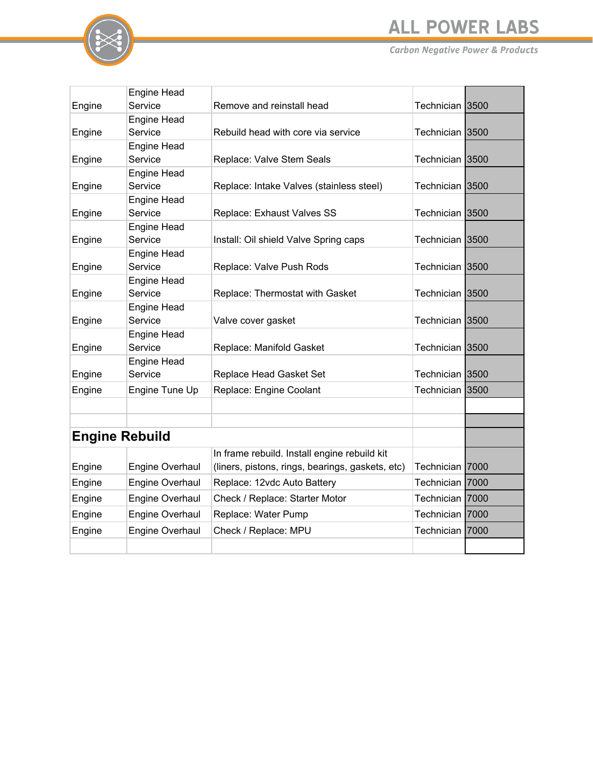| | | | | |
|---|---|---|---|---|
| Engine | Engine Head Service | Remove and reinstall head | Technician | 3500 |
| Engine | Engine Head Service | Rebuild head with core via service | Technician | 3500 |
| Engine | Engine Head Service | Replace: Valve Stem Seals | Technician | 3500 |
| Engine | Engine Head Service | Replace: Intake Valves (stainless steel) | Technician | 3500 |
| Engine | Engine Head Service | Replace: Exhaust Valves SS | Technician | 3500 |
| Engine | Engine Head Service | Install: Oil shield Valve Spring caps | Technician | 3500 |
| Engine | Engine Head Service | Replace: Valve Push Rods | Technician | 3500 |
| Engine | Engine Head Service | Replace: Thermostat with Gasket | Technician | 3500 |
| Engine | Engine Head Service | Valve cover gasket | Technician | 3500 |
| Engine | Engine Head Service | Replace: Manifold Gasket | Technician | 3500 |
| Engine | Engine Head Service | Replace Head Gasket Set | Technician | 3500 |
| Engine | Engine Tune Up | Replace: Engine Coolant | Technician | 3500 |
| | | | | |
| | | | | |
| **Engine Rebuild** | | | | |
| Engine | Engine Overhaul | In frame rebuild. Install engine rebuild kit (liners, pistons, rings, bearings, gaskets, etc) | Technician | 7000 |
| Engine | Engine Overhaul | Replace: 12vdc Auto Battery | Technician | 7000 |
| Engine | Engine Overhaul | Check / Replace: Starter Motor | Technician | 7000 |
| Engine | Engine Overhaul | Replace: Water Pump | Technician | 7000 |
| Engine | Engine Overhaul | Check / Replace: MPU | Technician | 7000 |
| | | | | |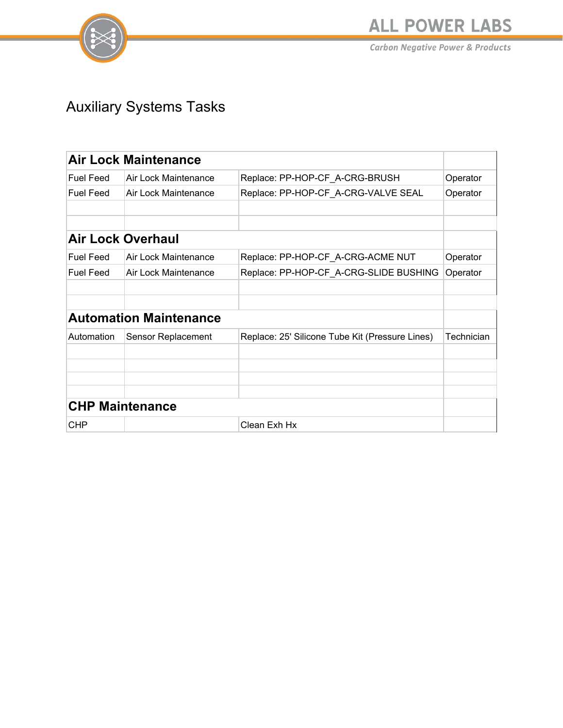# Auxiliary Systems Tasks

| | | | |
|---|---|---|---|
| **Air Lock Maintenance** | | | |
| Fuel Feed | Air Lock Maintenance | Replace: PP-HOP-CF_A-CRG-BRUSH | Operator |
| Fuel Feed | Air Lock Maintenance | Replace: PP-HOP-CF_A-CRG-VALVE SEAL | Operator |
| | | | |
| | | | |
| **Air Lock Overhaul** | | | |
| Fuel Feed | Air Lock Maintenance | Replace: PP-HOP-CF_A-CRG-ACME NUT | Operator |
| Fuel Feed | Air Lock Maintenance | Replace: PP-HOP-CF_A-CRG-SLIDE BUSHING | Operator |
| | | | |
| | | | |
| **Automation Maintenance** | | | |
| Automation | Sensor Replacement | Replace: 25' Silicone Tube Kit (Pressure Lines) | Technician |
| | | | |
| | | | |
| | | | |
| | | | |
| **CHP Maintenance** | | | |
| CHP | | Clean Exh Hx | |